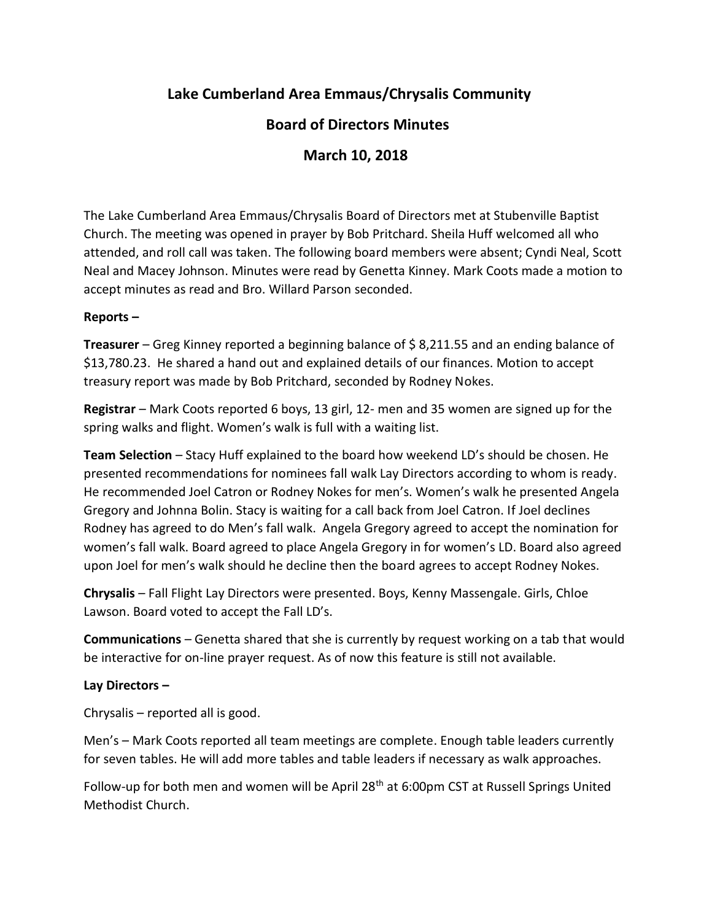# Lake Cumberland Area Emmaus/Chrysalis Community

## Board of Directors Minutes

## March 10, 2018

The Lake Cumberland Area Emmaus/Chrysalis Board of Directors met at Stubenville Baptist Church. The meeting was opened in prayer by Bob Pritchard. Sheila Huff welcomed all who attended, and roll call was taken. The following board members were absent; Cyndi Neal, Scott Neal and Macey Johnson. Minutes were read by Genetta Kinney. Mark Coots made a motion to accept minutes as read and Bro. Willard Parson seconded.

**Reports –**

**Treasurer** – Greg Kinney reported a beginning balance of $ 8,211.55 and an ending balance of $13,780.23. He shared a hand out and explained details of our finances. Motion to accept treasury report was made by Bob Pritchard, seconded by Rodney Nokes.

**Registrar** – Mark Coots reported 6 boys, 13 girl, 12- men and 35 women are signed up for the spring walks and flight. Women's walk is full with a waiting list.

**Team Selection** – Stacy Huff explained to the board how weekend LD's should be chosen. He presented recommendations for nominees fall walk Lay Directors according to whom is ready. He recommended Joel Catron or Rodney Nokes for men's. Women's walk he presented Angela Gregory and Johnna Bolin. Stacy is waiting for a call back from Joel Catron. If Joel declines Rodney has agreed to do Men's fall walk. Angela Gregory agreed to accept the nomination for women's fall walk. Board agreed to place Angela Gregory in for women's LD. Board also agreed upon Joel for men's walk should he decline then the board agrees to accept Rodney Nokes.

**Chrysalis** – Fall Flight Lay Directors were presented. Boys, Kenny Massengale. Girls, Chloe Lawson. Board voted to accept the Fall LD's.

**Communications** – Genetta shared that she is currently by request working on a tab that would be interactive for on-line prayer request. As of now this feature is still not available.

**Lay Directors –**

Chrysalis – reported all is good.

Men's – Mark Coots reported all team meetings are complete. Enough table leaders currently for seven tables. He will add more tables and table leaders if necessary as walk approaches.

Follow-up for both men and women will be April 28th at 6:00pm CST at Russell Springs United Methodist Church.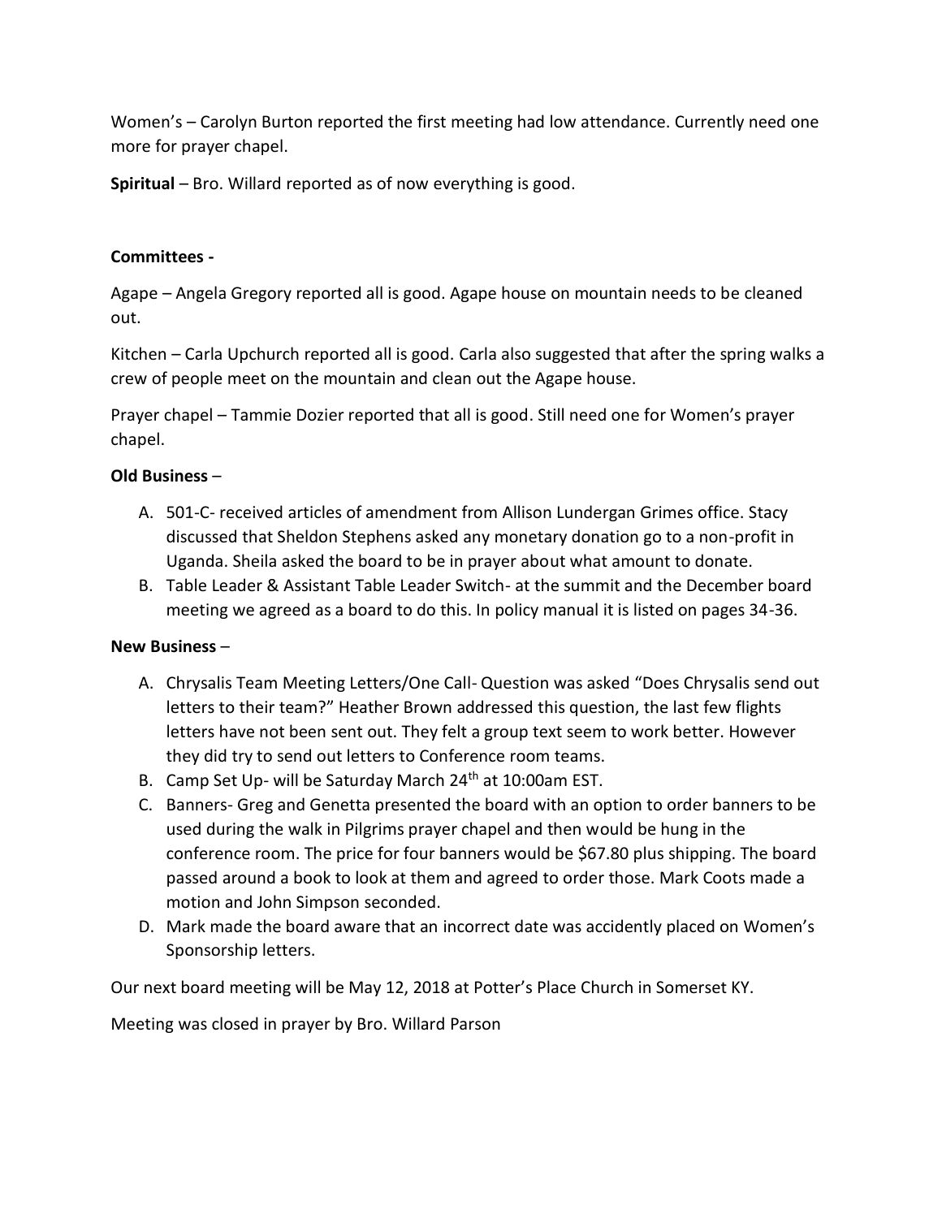Women's – Carolyn Burton reported the first meeting had low attendance. Currently need one more for prayer chapel.

**Spiritual** – Bro. Willard reported as of now everything is good.

**Committees -**

Agape – Angela Gregory reported all is good. Agape house on mountain needs to be cleaned out.

Kitchen – Carla Upchurch reported all is good. Carla also suggested that after the spring walks a crew of people meet on the mountain and clean out the Agape house.

Prayer chapel – Tammie Dozier reported that all is good. Still need one for Women's prayer chapel.

**Old Business** –

A. 501-C- received articles of amendment from Allison Lundergan Grimes office. Stacy discussed that Sheldon Stephens asked any monetary donation go to a non-profit in Uganda. Sheila asked the board to be in prayer about what amount to donate.
B. Table Leader & Assistant Table Leader Switch- at the summit and the December board meeting we agreed as a board to do this. In policy manual it is listed on pages 34-36.

**New Business** –

A. Chrysalis Team Meeting Letters/One Call- Question was asked "Does Chrysalis send out letters to their team?" Heather Brown addressed this question, the last few flights letters have not been sent out. They felt a group text seem to work better. However they did try to send out letters to Conference room teams.
B. Camp Set Up- will be Saturday March 24th at 10:00am EST.
C. Banners- Greg and Genetta presented the board with an option to order banners to be used during the walk in Pilgrims prayer chapel and then would be hung in the conference room. The price for four banners would be $67.80 plus shipping. The board passed around a book to look at them and agreed to order those. Mark Coots made a motion and John Simpson seconded.
D. Mark made the board aware that an incorrect date was accidently placed on Women's Sponsorship letters.

Our next board meeting will be May 12, 2018 at Potter's Place Church in Somerset KY.

Meeting was closed in prayer by Bro. Willard Parson